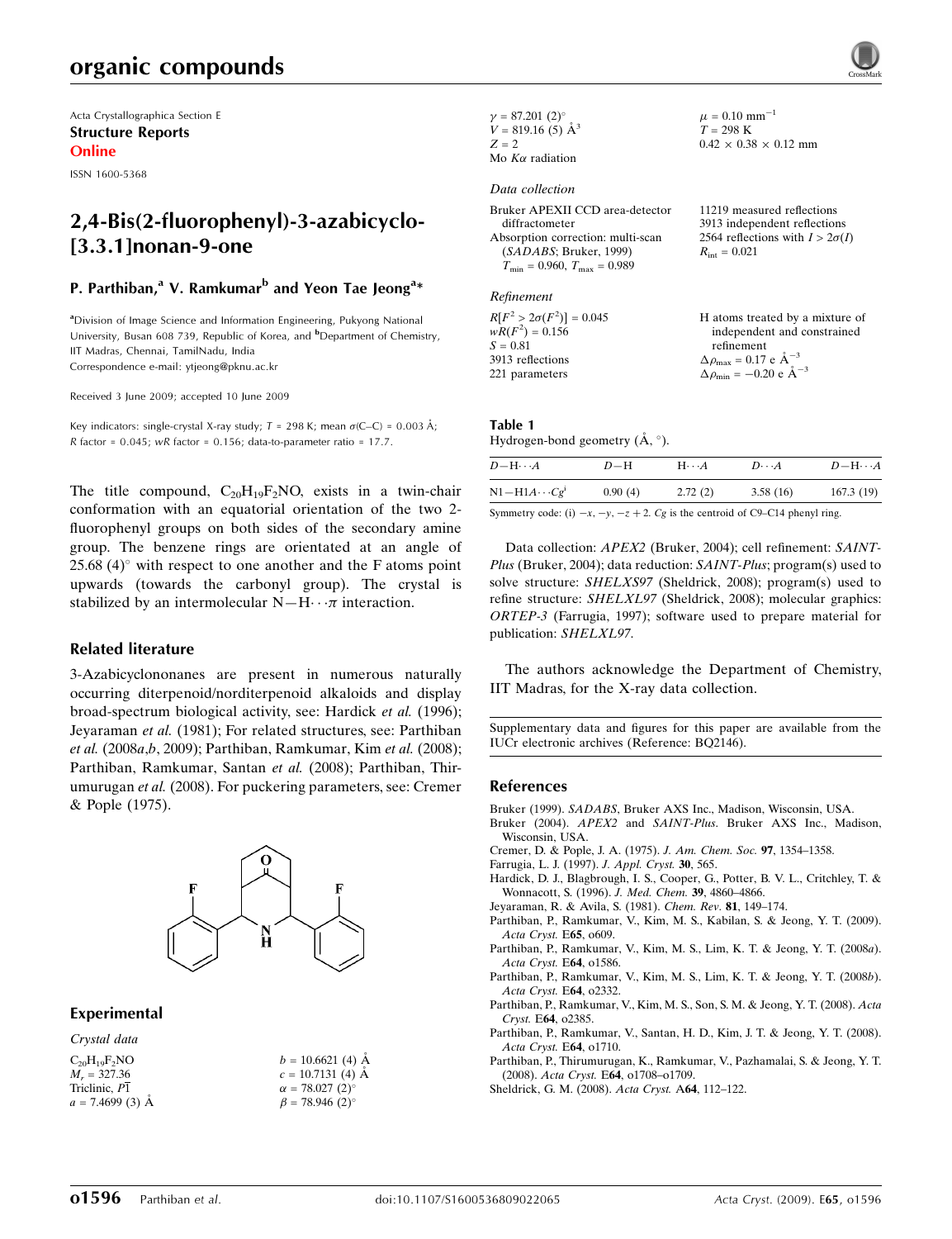Acta Crystallographica Section E

**Structure Reports Online**

ISSN 1600-5368

# 2,4-Bis(2-fluorophenyl)-3-azabicyclo[3.3.1]nonan-9-one

**P. Parthiban,[a] V. Ramkumar[b] and Yeon Tae Jeong[a]***

[a]Division of Image Science and Information Engineering, Pukyong National University, Busan 608 739, Republic of Korea, and [b]Department of Chemistry, IIT Madras, Chennai, TamilNadu, India

Correspondence e-mail: ytjeong@pknu.ac.kr

Received 3 June 2009; accepted 10 June 2009

Key indicators: single-crystal X-ray study; $T$ = 298 K; mean $\sigma$(C–C) = 0.003 Å; $R$ factor = 0.045; $wR$ factor = 0.156; data-to-parameter ratio = 17.7.

The title compound, $C_{20}H_{19}F_2NO$, exists in a twin-chair conformation with an equatorial orientation of the two 2-fluorophenyl groups on both sides of the secondary amine group. The benzene rings are orientated at an angle of 25.68 (4)° with respect to one another and the F atoms point upwards (towards the carbonyl group). The crystal is stabilized by an intermolecular N—H$\cdots\pi$ interaction.

## Related literature

3-Azabicyclononanes are present in numerous naturally occurring diterpenoid/norditerpenoid alkaloids and display broad-spectrum biological activity, see: Hardick *et al.* (1996); Jeyaraman *et al.* (1981); For related structures, see: Parthiban *et al.* (2008*a*,*b*, 2009); Parthiban, Ramkumar, Kim *et al.* (2008); Parthiban, Ramkumar, Santan *et al.* (2008); Parthiban, Thirumurugan *et al.* (2008). For puckering parameters, see: Cremer & Pople (1975).

## Experimental

### Crystal data

$C_{20}H_{19}F_2NO$
$M_r$ = 327.36
Triclinic, $P\overline{1}$
$a$ = 7.4699 (3) Å
$b$ = 10.6621 (4) Å
$c$ = 10.7131 (4) Å
$\alpha$ = 78.027 (2)°
$\beta$ = 78.946 (2)°
$\gamma$ = 87.201 (2)°
$V$ = 819.16 (5) Å$^3$
$Z$ = 2
Mo $K\alpha$ radiation
$\mu$ = 0.10 mm$^{-1}$
$T$ = 298 K
0.42 × 0.38 × 0.12 mm

### Data collection

Bruker APEXII CCD area-detector diffractometer
Absorption correction: multi-scan (*SADABS*; Bruker, 1999)
$T_{min}$ = 0.960, $T_{max}$ = 0.989
11219 measured reflections
3913 independent reflections
2564 reflections with $I > 2\sigma(I)$
$R_{int}$ = 0.021

### Refinement

$R[F^2 > 2\sigma(F^2)]$ = 0.045
$wR(F^2)$ = 0.156
$S$ = 0.81
3913 reflections
221 parameters
H atoms treated by a mixture of independent and constrained refinement
$\Delta\rho_{max}$ = 0.17 e Å$^{-3}$
$\Delta\rho_{min}$ = −0.20 e Å$^{-3}$

**Table 1**
Hydrogen-bond geometry (Å, °).

| $D$—H$\cdots A$ | $D$—H | H$\cdots A$ | $D\cdots A$ | $D$—H$\cdots A$ |
|---|---|---|---|---|
| N1—H1$A\cdots Cg^{i}$ | 0.90 (4) | 2.72 (2) | 3.58 (16) | 167.3 (19) |

Symmetry code: (i) $-x, -y, -z + 2$. $Cg$ is the centroid of C9–C14 phenyl ring.

Data collection: *APEX2* (Bruker, 2004); cell refinement: *SAINT-Plus* (Bruker, 2004); data reduction: *SAINT-Plus*; program(s) used to solve structure: *SHELXS97* (Sheldrick, 2008); program(s) used to refine structure: *SHELXL97* (Sheldrick, 2008); molecular graphics: *ORTEP-3* (Farrugia, 1997); software used to prepare material for publication: *SHELXL97*.

The authors acknowledge the Department of Chemistry, IIT Madras, for the X-ray data collection.

Supplementary data and figures for this paper are available from the IUCr electronic archives (Reference: BQ2146).

## References

Bruker (1999). *SADABS*, Bruker AXS Inc., Madison, Wisconsin, USA.
Bruker (2004). *APEX2* and *SAINT-Plus*. Bruker AXS Inc., Madison, Wisconsin, USA.
Cremer, D. & Pople, J. A. (1975). *J. Am. Chem. Soc.* **97**, 1354–1358.
Farrugia, L. J. (1997). *J. Appl. Cryst.* **30**, 565.
Hardick, D. J., Blagbrough, I. S., Cooper, G., Potter, B. V. L., Critchley, T. & Wonnacott, S. (1996). *J. Med. Chem.* **39**, 4860–4866.
Jeyaraman, R. & Avila, S. (1981). *Chem. Rev.* **81**, 149–174.
Parthiban, P., Ramkumar, V., Kim, M. S., Kabilan, S. & Jeong, Y. T. (2009). *Acta Cryst.* E**65**, o609.
Parthiban, P., Ramkumar, V., Kim, M. S., Lim, K. T. & Jeong, Y. T. (2008*a*). *Acta Cryst.* E**64**, o1586.
Parthiban, P., Ramkumar, V., Kim, M. S., Lim, K. T. & Jeong, Y. T. (2008*b*). *Acta Cryst.* E**64**, o2332.
Parthiban, P., Ramkumar, V., Kim, M. S., Son, S. M. & Jeong, Y. T. (2008). *Acta Cryst.* E**64**, o2385.
Parthiban, P., Ramkumar, V., Santan, H. D., Kim, J. T. & Jeong, Y. T. (2008). *Acta Cryst.* E**64**, o1710.
Parthiban, P., Thirumurugan, K., Ramkumar, V., Pazhamalai, S. & Jeong, Y. T. (2008). *Acta Cryst.* E**64**, o1708–o1709.
Sheldrick, G. M. (2008). *Acta Cryst.* A**64**, 112–122.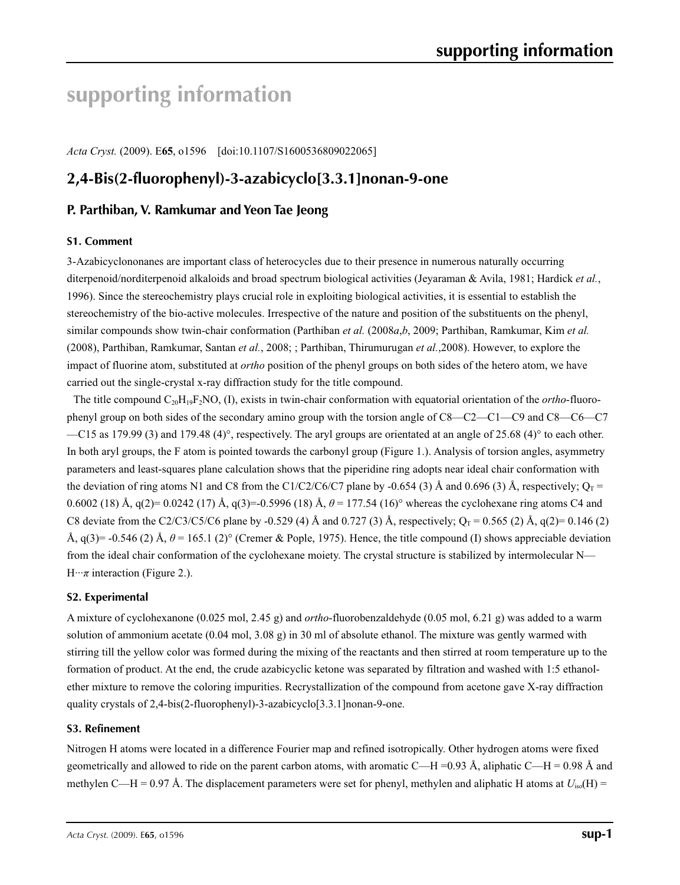# supporting information

*Acta Cryst.* (2009). E**65**, o1596 [doi:10.1107/S1600536809022065]

## 2,4-Bis(2-fluorophenyl)-3-azabicyclo[3.3.1]nonan-9-one

### P. Parthiban, V. Ramkumar and Yeon Tae Jeong

#### S1. Comment

3-Azabicyclononanes are important class of heterocycles due to their presence in numerous naturally occurring diterpenoid/norditerpenoid alkaloids and broad spectrum biological activities (Jeyaraman & Avila, 1981; Hardick *et al.*, 1996). Since the stereochemistry plays crucial role in exploiting biological activities, it is essential to establish the stereochemistry of the bio-active molecules. Irrespective of the nature and position of the substituents on the phenyl, similar compounds show twin-chair conformation (Parthiban *et al.* (2008*a*,*b*, 2009; Parthiban, Ramkumar, Kim *et al.* (2008), Parthiban, Ramkumar, Santan *et al.*, 2008; ; Parthiban, Thirumurugan *et al.*,2008). However, to explore the impact of fluorine atom, substituted at *ortho* position of the phenyl groups on both sides of the hetero atom, we have carried out the single-crystal x-ray diffraction study for the title compound.

The title compound $C_{20}H_{19}F_2NO$, (I), exists in twin-chair conformation with equatorial orientation of the *ortho*-fluorophenyl group on both sides of the secondary amino group with the torsion angle of C8—C2—C1—C9 and C8—C6—C7—C15 as 179.99 (3) and 179.48 (4)°, respectively. The aryl groups are orientated at an angle of 25.68 (4)° to each other. In both aryl groups, the F atom is pointed towards the carbonyl group (Figure 1.). Analysis of torsion angles, asymmetry parameters and least-squares plane calculation shows that the piperidine ring adopts near ideal chair conformation with the deviation of ring atoms N1 and C8 from the C1/C2/C6/C7 plane by -0.654 (3) Å and 0.696 (3) Å, respectively; $Q_T$ = 0.6002 (18) Å, q(2)= 0.0242 (17) Å, q(3)=-0.5996 (18) Å, $\theta$ = 177.54 (16)° whereas the cyclohexane ring atoms C4 and C8 deviate from the C2/C3/C5/C6 plane by -0.529 (4) Å and 0.727 (3) Å, respectively; $Q_T$ = 0.565 (2) Å, q(2)= 0.146 (2) Å, q(3)= -0.546 (2) Å, $\theta$ = 165.1 (2)° (Cremer & Pople, 1975). Hence, the title compound (I) shows appreciable deviation from the ideal chair conformation of the cyclohexane moiety. The crystal structure is stabilized by intermolecular N—H···$\pi$ interaction (Figure 2.).

#### S2. Experimental

A mixture of cyclohexanone (0.025 mol, 2.45 g) and *ortho*-fluorobenzaldehyde (0.05 mol, 6.21 g) was added to a warm solution of ammonium acetate (0.04 mol, 3.08 g) in 30 ml of absolute ethanol. The mixture was gently warmed with stirring till the yellow color was formed during the mixing of the reactants and then stirred at room temperature up to the formation of product. At the end, the crude azabicyclic ketone was separated by filtration and washed with 1:5 ethanol-ether mixture to remove the coloring impurities. Recrystallization of the compound from acetone gave X-ray diffraction quality crystals of 2,4-bis(2-fluorophenyl)-3-azabicyclo[3.3.1]nonan-9-one.

#### S3. Refinement

Nitrogen H atoms were located in a difference Fourier map and refined isotropically. Other hydrogen atoms were fixed geometrically and allowed to ride on the parent carbon atoms, with aromatic C—H =0.93 Å, aliphatic C—H = 0.98 Å and methylen C—H = 0.97 Å. The displacement parameters were set for phenyl, methylen and aliphatic H atoms at $U_{iso}$(H) =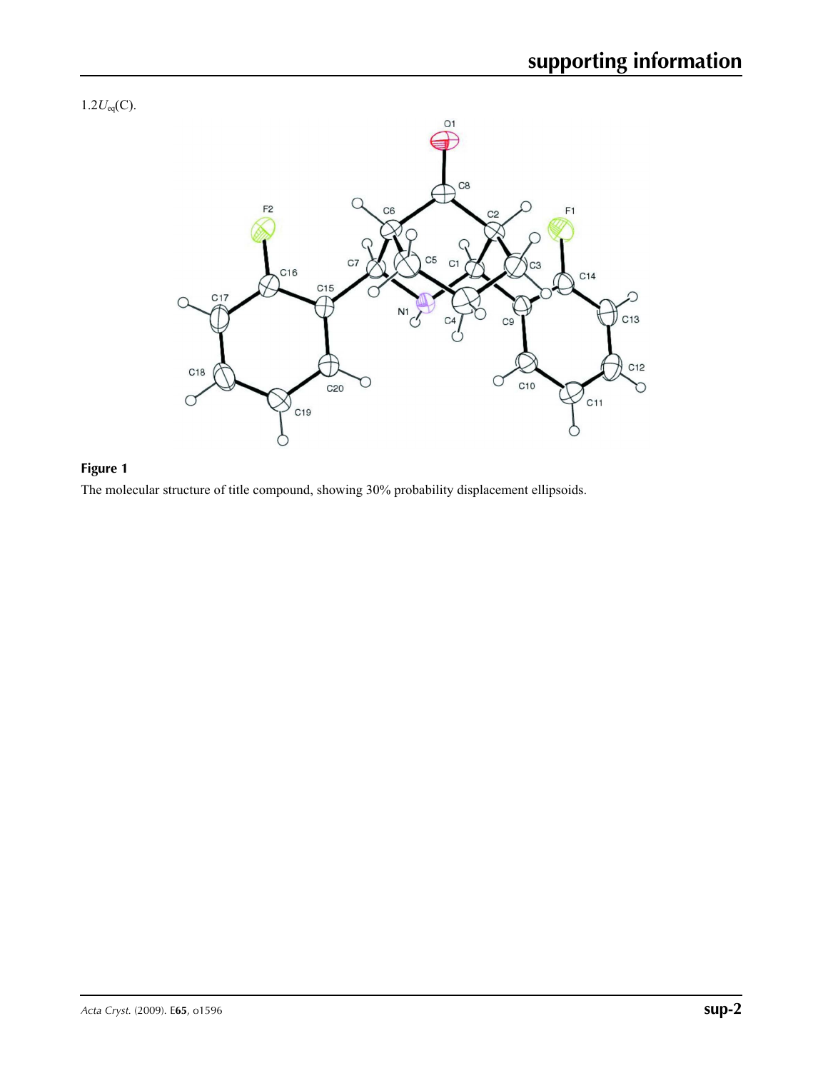$1.2U_{eq}$(C).

**Figure 1**

The molecular structure of title compound, showing 30% probability displacement ellipsoids.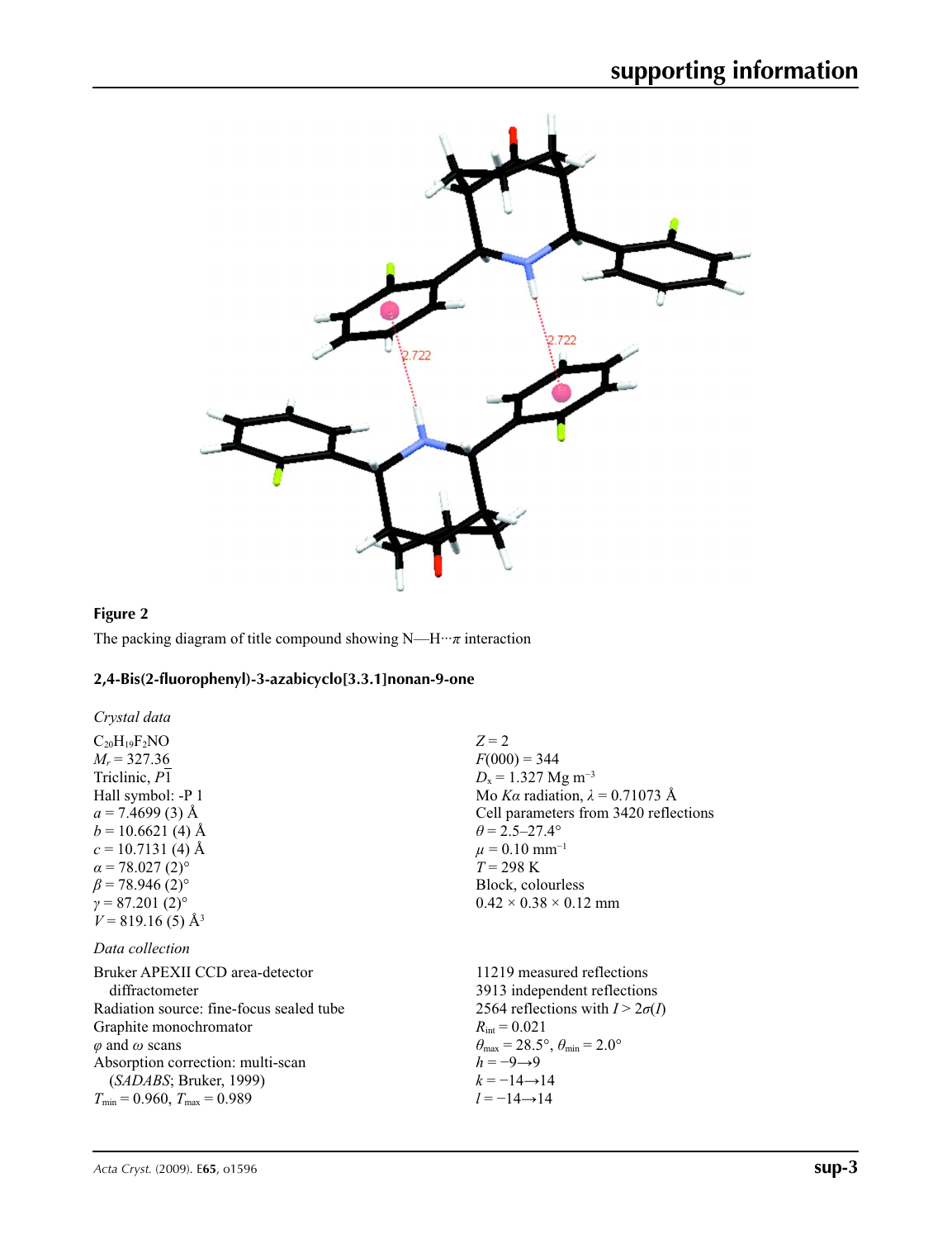**Figure 2**

The packing diagram of title compound showing N—H···π interaction

## 2,4-Bis(2-fluorophenyl)-3-azabicyclo[3.3.1]nonan-9-one

### *Crystal data*

$C_{20}H_{19}F_2NO$
$M_r = 327.36$
Triclinic, $P\overline{1}$
Hall symbol: -P 1
$a = 7.4699$ (3) Å
$b = 10.6621$ (4) Å
$c = 10.7131$ (4) Å
$\alpha = 78.027$ (2)°
$\beta = 78.946$ (2)°
$\gamma = 87.201$ (2)°
$V = 819.16$ (5) Å$^3$
$Z = 2$
$F(000) = 344$
$D_x = 1.327$ Mg m$^{-3}$
Mo $K\alpha$ radiation, $\lambda = 0.71073$ Å
Cell parameters from 3420 reflections
$\theta = 2.5$–27.4°
$\mu = 0.10$ mm$^{-1}$
$T = 298$ K
Block, colourless
0.42 × 0.38 × 0.12 mm

### *Data collection*

Bruker APEXII CCD area-detector diffractometer
Radiation source: fine-focus sealed tube
Graphite monochromator
$\varphi$ and $\omega$ scans
Absorption correction: multi-scan (*SADABS*; Bruker, 1999)
$T_{min} = 0.960$, $T_{max} = 0.989$
11219 measured reflections
3913 independent reflections
2564 reflections with $I > 2\sigma(I)$
$R_{int} = 0.021$
$\theta_{max} = 28.5$°, $\theta_{min} = 2.0$°
$h = -9 \rightarrow 9$
$k = -14 \rightarrow 14$
$l = -14 \rightarrow 14$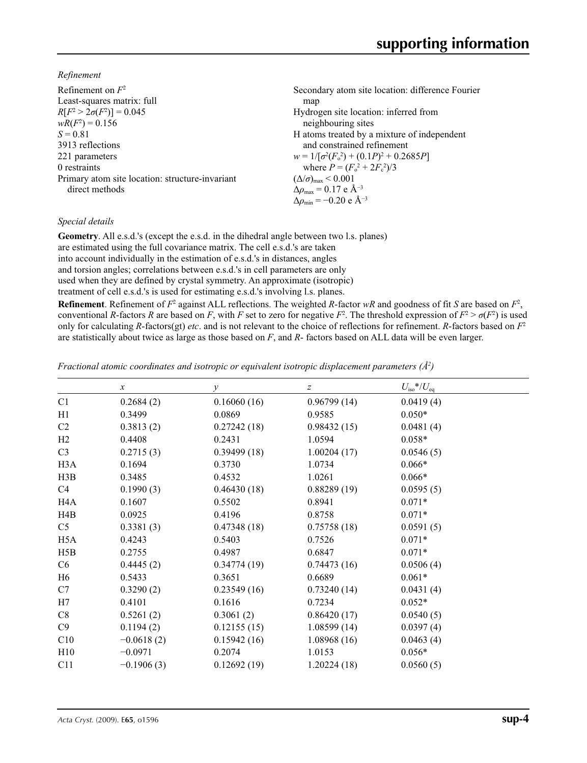*Refinement*

Refinement on $F^2$
Least-squares matrix: full
$R[F^2 > 2\sigma(F^2)] = 0.045$
$wR(F^2) = 0.156$
$S = 0.81$
3913 reflections
221 parameters
0 restraints
Primary atom site location: structure-invariant direct methods
Secondary atom site location: difference Fourier map
Hydrogen site location: inferred from neighbouring sites
H atoms treated by a mixture of independent and constrained refinement
$w = 1/[\sigma^2(F_o^2) + (0.1P)^2 + 0.2685P]$
where $P = (F_o^2 + 2F_c^2)/3$
$(\Delta/\sigma)_{max} < 0.001$
$\Delta\rho_{max} = 0.17$ e Å$^{-3}$
$\Delta\rho_{min} = -0.20$ e Å$^{-3}$

*Special details*

**Geometry**. All e.s.d.'s (except the e.s.d. in the dihedral angle between two l.s. planes) are estimated using the full covariance matrix. The cell e.s.d.'s are taken into account individually in the estimation of e.s.d.'s in distances, angles and torsion angles; correlations between e.s.d.'s in cell parameters are only used when they are defined by crystal symmetry. An approximate (isotropic) treatment of cell e.s.d.'s is used for estimating e.s.d.'s involving l.s. planes.

**Refinement**. Refinement of $F^2$ against ALL reflections. The weighted $R$-factor $wR$ and goodness of fit $S$ are based on $F^2$, conventional $R$-factors $R$ are based on $F$, with $F$ set to zero for negative $F^2$. The threshold expression of $F^2 > \sigma(F^2)$ is used only for calculating $R$-factors(gt) *etc*. and is not relevant to the choice of reflections for refinement. $R$-factors based on $F^2$ are statistically about twice as large as those based on $F$, and $R$- factors based on ALL data will be even larger.

*Fractional atomic coordinates and isotropic or equivalent isotropic displacement parameters (Å$^2$)*

| | $x$ | $y$ | $z$ | $U_{iso}$*/$U_{eq}$ |
|---|---|---|---|---|
| C1 | 0.2684 (2) | 0.16060 (16) | 0.96799 (14) | 0.0419 (4) |
| H1 | 0.3499 | 0.0869 | 0.9585 | 0.050* |
| C2 | 0.3813 (2) | 0.27242 (18) | 0.98432 (15) | 0.0481 (4) |
| H2 | 0.4408 | 0.2431 | 1.0594 | 0.058* |
| C3 | 0.2715 (3) | 0.39499 (18) | 1.00204 (17) | 0.0546 (5) |
| H3A | 0.1694 | 0.3730 | 1.0734 | 0.066* |
| H3B | 0.3485 | 0.4532 | 1.0261 | 0.066* |
| C4 | 0.1990 (3) | 0.46430 (18) | 0.88289 (19) | 0.0595 (5) |
| H4A | 0.1607 | 0.5502 | 0.8941 | 0.071* |
| H4B | 0.0925 | 0.4196 | 0.8758 | 0.071* |
| C5 | 0.3381 (3) | 0.47348 (18) | 0.75758 (18) | 0.0591 (5) |
| H5A | 0.4243 | 0.5403 | 0.7526 | 0.071* |
| H5B | 0.2755 | 0.4987 | 0.6847 | 0.071* |
| C6 | 0.4445 (2) | 0.34774 (19) | 0.74473 (16) | 0.0506 (4) |
| H6 | 0.5433 | 0.3651 | 0.6689 | 0.061* |
| C7 | 0.3290 (2) | 0.23549 (16) | 0.73240 (14) | 0.0431 (4) |
| H7 | 0.4101 | 0.1616 | 0.7234 | 0.052* |
| C8 | 0.5261 (2) | 0.3061 (2) | 0.86420 (17) | 0.0540 (5) |
| C9 | 0.1194 (2) | 0.12155 (15) | 1.08599 (14) | 0.0397 (4) |
| C10 | −0.0618 (2) | 0.15942 (16) | 1.08968 (16) | 0.0463 (4) |
| H10 | −0.0971 | 0.2074 | 1.0153 | 0.056* |
| C11 | −0.1906 (3) | 0.12692 (19) | 1.20224 (18) | 0.0560 (5) |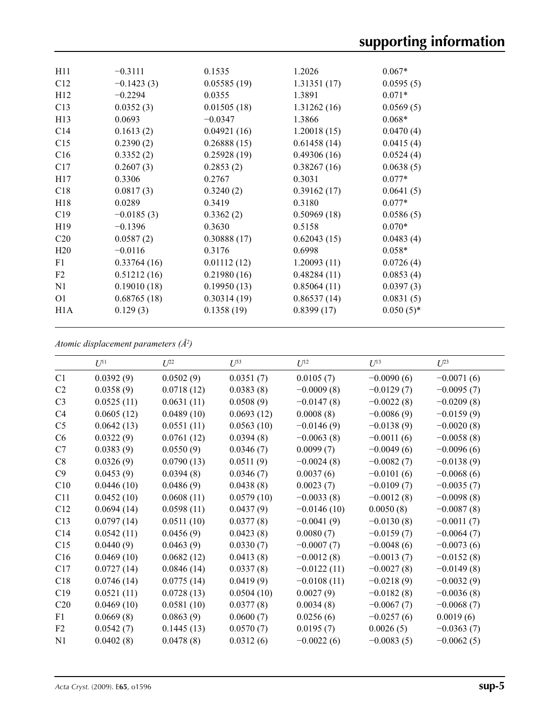| | | | | |
|---|---|---|---|---|
| H11 | −0.3111 | 0.1535 | 1.2026 | 0.067* |
| C12 | −0.1423 (3) | 0.05585 (19) | 1.31351 (17) | 0.0595 (5) |
| H12 | −0.2294 | 0.0355 | 1.3891 | 0.071* |
| C13 | 0.0352 (3) | 0.01505 (18) | 1.31262 (16) | 0.0569 (5) |
| H13 | 0.0693 | −0.0347 | 1.3866 | 0.068* |
| C14 | 0.1613 (2) | 0.04921 (16) | 1.20018 (15) | 0.0470 (4) |
| C15 | 0.2390 (2) | 0.26888 (15) | 0.61458 (14) | 0.0415 (4) |
| C16 | 0.3352 (2) | 0.25928 (19) | 0.49306 (16) | 0.0524 (4) |
| C17 | 0.2607 (3) | 0.2853 (2) | 0.38267 (16) | 0.0638 (5) |
| H17 | 0.3306 | 0.2767 | 0.3031 | 0.077* |
| C18 | 0.0817 (3) | 0.3240 (2) | 0.39162 (17) | 0.0641 (5) |
| H18 | 0.0289 | 0.3419 | 0.3180 | 0.077* |
| C19 | −0.0185 (3) | 0.3362 (2) | 0.50969 (18) | 0.0586 (5) |
| H19 | −0.1396 | 0.3630 | 0.5158 | 0.070* |
| C20 | 0.0587 (2) | 0.30888 (17) | 0.62043 (15) | 0.0483 (4) |
| H20 | −0.0116 | 0.3176 | 0.6998 | 0.058* |
| F1 | 0.33764 (16) | 0.01112 (12) | 1.20093 (11) | 0.0726 (4) |
| F2 | 0.51212 (16) | 0.21980 (16) | 0.48284 (11) | 0.0853 (4) |
| N1 | 0.19010 (18) | 0.19950 (13) | 0.85064 (11) | 0.0397 (3) |
| O1 | 0.68765 (18) | 0.30314 (19) | 0.86537 (14) | 0.0831 (5) |
| H1A | 0.129 (3) | 0.1358 (19) | 0.8399 (17) | 0.050 (5)* |

*Atomic displacement parameters (Å$^2$)*

| | $U^{11}$ | $U^{22}$ | $U^{33}$ | $U^{12}$ | $U^{13}$ | $U^{23}$ |
|---|---|---|---|---|---|---|
| C1 | 0.0392 (9) | 0.0502 (9) | 0.0351 (7) | 0.0105 (7) | −0.0090 (6) | −0.0071 (6) |
| C2 | 0.0358 (9) | 0.0718 (12) | 0.0383 (8) | −0.0009 (8) | −0.0129 (7) | −0.0095 (7) |
| C3 | 0.0525 (11) | 0.0631 (11) | 0.0508 (9) | −0.0147 (8) | −0.0022 (8) | −0.0209 (8) |
| C4 | 0.0605 (12) | 0.0489 (10) | 0.0693 (12) | 0.0008 (8) | −0.0086 (9) | −0.0159 (9) |
| C5 | 0.0642 (13) | 0.0551 (11) | 0.0563 (10) | −0.0146 (9) | −0.0138 (9) | −0.0020 (8) |
| C6 | 0.0322 (9) | 0.0761 (12) | 0.0394 (8) | −0.0063 (8) | −0.0011 (6) | −0.0058 (8) |
| C7 | 0.0383 (9) | 0.0550 (9) | 0.0346 (7) | 0.0099 (7) | −0.0049 (6) | −0.0096 (6) |
| C8 | 0.0326 (9) | 0.0790 (13) | 0.0511 (9) | −0.0024 (8) | −0.0082 (7) | −0.0138 (9) |
| C9 | 0.0453 (9) | 0.0394 (8) | 0.0346 (7) | 0.0037 (6) | −0.0101 (6) | −0.0068 (6) |
| C10 | 0.0446 (10) | 0.0486 (9) | 0.0438 (8) | 0.0023 (7) | −0.0109 (7) | −0.0035 (7) |
| C11 | 0.0452 (10) | 0.0608 (11) | 0.0579 (10) | −0.0033 (8) | −0.0012 (8) | −0.0098 (8) |
| C12 | 0.0694 (14) | 0.0598 (11) | 0.0437 (9) | −0.0146 (10) | 0.0050 (8) | −0.0087 (8) |
| C13 | 0.0797 (14) | 0.0511 (10) | 0.0377 (8) | −0.0041 (9) | −0.0130 (8) | −0.0011 (7) |
| C14 | 0.0542 (11) | 0.0456 (9) | 0.0423 (8) | 0.0080 (7) | −0.0159 (7) | −0.0064 (7) |
| C15 | 0.0440 (9) | 0.0463 (9) | 0.0330 (7) | −0.0007 (7) | −0.0048 (6) | −0.0073 (6) |
| C16 | 0.0469 (10) | 0.0682 (12) | 0.0413 (8) | −0.0012 (8) | −0.0013 (7) | −0.0152 (8) |
| C17 | 0.0727 (14) | 0.0846 (14) | 0.0337 (8) | −0.0122 (11) | −0.0027 (8) | −0.0149 (8) |
| C18 | 0.0746 (14) | 0.0775 (14) | 0.0419 (9) | −0.0108 (11) | −0.0218 (9) | −0.0032 (9) |
| C19 | 0.0521 (11) | 0.0728 (13) | 0.0504 (10) | 0.0027 (9) | −0.0182 (8) | −0.0036 (8) |
| C20 | 0.0469 (10) | 0.0581 (10) | 0.0377 (8) | 0.0034 (8) | −0.0067 (7) | −0.0068 (7) |
| F1 | 0.0669 (8) | 0.0863 (9) | 0.0600 (7) | 0.0256 (6) | −0.0257 (6) | 0.0019 (6) |
| F2 | 0.0542 (7) | 0.1445 (13) | 0.0570 (7) | 0.0195 (7) | 0.0026 (5) | −0.0363 (7) |
| N1 | 0.0402 (8) | 0.0478 (8) | 0.0312 (6) | −0.0022 (6) | −0.0083 (5) | −0.0062 (5) |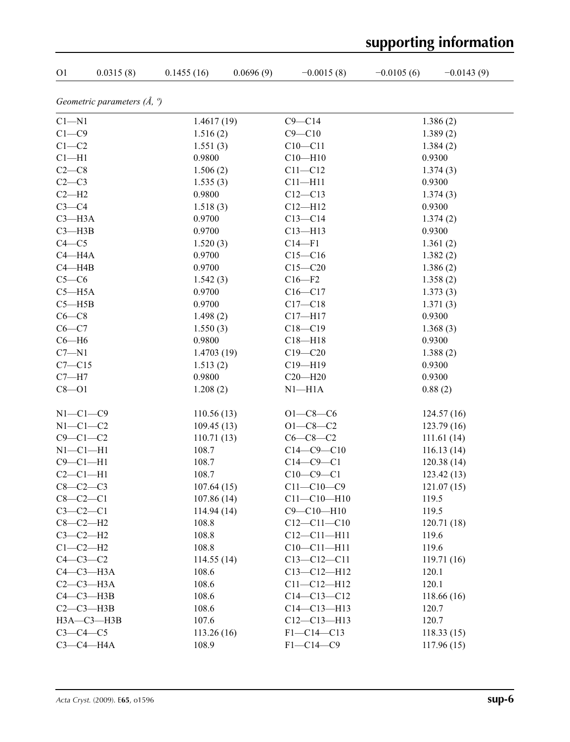| O1 | 0.0315 (8) | 0.1455 (16) | 0.0696 (9) | −0.0015 (8) | −0.0105 (6) | −0.0143 (9) |
|---|---|---|---|---|---|---|

*Geometric parameters (Å, º)*

| | | | |
|---|---|---|---|
| C1—N1 | 1.4617 (19) | C9—C14 | 1.386 (2) |
| C1—C9 | 1.516 (2) | C9—C10 | 1.389 (2) |
| C1—C2 | 1.551 (3) | C10—C11 | 1.384 (2) |
| C1—H1 | 0.9800 | C10—H10 | 0.9300 |
| C2—C8 | 1.506 (2) | C11—C12 | 1.374 (3) |
| C2—C3 | 1.535 (3) | C11—H11 | 0.9300 |
| C2—H2 | 0.9800 | C12—C13 | 1.374 (3) |
| C3—C4 | 1.518 (3) | C12—H12 | 0.9300 |
| C3—H3A | 0.9700 | C13—C14 | 1.374 (2) |
| C3—H3B | 0.9700 | C13—H13 | 0.9300 |
| C4—C5 | 1.520 (3) | C14—F1 | 1.361 (2) |
| C4—H4A | 0.9700 | C15—C16 | 1.382 (2) |
| C4—H4B | 0.9700 | C15—C20 | 1.386 (2) |
| C5—C6 | 1.542 (3) | C16—F2 | 1.358 (2) |
| C5—H5A | 0.9700 | C16—C17 | 1.373 (3) |
| C5—H5B | 0.9700 | C17—C18 | 1.371 (3) |
| C6—C8 | 1.498 (2) | C17—H17 | 0.9300 |
| C6—C7 | 1.550 (3) | C18—C19 | 1.368 (3) |
| C6—H6 | 0.9800 | C18—H18 | 0.9300 |
| C7—N1 | 1.4703 (19) | C19—C20 | 1.388 (2) |
| C7—C15 | 1.513 (2) | C19—H19 | 0.9300 |
| C7—H7 | 0.9800 | C20—H20 | 0.9300 |
| C8—O1 | 1.208 (2) | N1—H1A | 0.88 (2) |
| | | | |
| N1—C1—C9 | 110.56 (13) | O1—C8—C6 | 124.57 (16) |
| N1—C1—C2 | 109.45 (13) | O1—C8—C2 | 123.79 (16) |
| C9—C1—C2 | 110.71 (13) | C6—C8—C2 | 111.61 (14) |
| N1—C1—H1 | 108.7 | C14—C9—C10 | 116.13 (14) |
| C9—C1—H1 | 108.7 | C14—C9—C1 | 120.38 (14) |
| C2—C1—H1 | 108.7 | C10—C9—C1 | 123.42 (13) |
| C8—C2—C3 | 107.64 (15) | C11—C10—C9 | 121.07 (15) |
| C8—C2—C1 | 107.86 (14) | C11—C10—H10 | 119.5 |
| C3—C2—C1 | 114.94 (14) | C9—C10—H10 | 119.5 |
| C8—C2—H2 | 108.8 | C12—C11—C10 | 120.71 (18) |
| C3—C2—H2 | 108.8 | C12—C11—H11 | 119.6 |
| C1—C2—H2 | 108.8 | C10—C11—H11 | 119.6 |
| C4—C3—C2 | 114.55 (14) | C13—C12—C11 | 119.71 (16) |
| C4—C3—H3A | 108.6 | C13—C12—H12 | 120.1 |
| C2—C3—H3A | 108.6 | C11—C12—H12 | 120.1 |
| C4—C3—H3B | 108.6 | C14—C13—C12 | 118.66 (16) |
| C2—C3—H3B | 108.6 | C14—C13—H13 | 120.7 |
| H3A—C3—H3B | 107.6 | C12—C13—H13 | 120.7 |
| C3—C4—C5 | 113.26 (16) | F1—C14—C13 | 118.33 (15) |
| C3—C4—H4A | 108.9 | F1—C14—C9 | 117.96 (15) |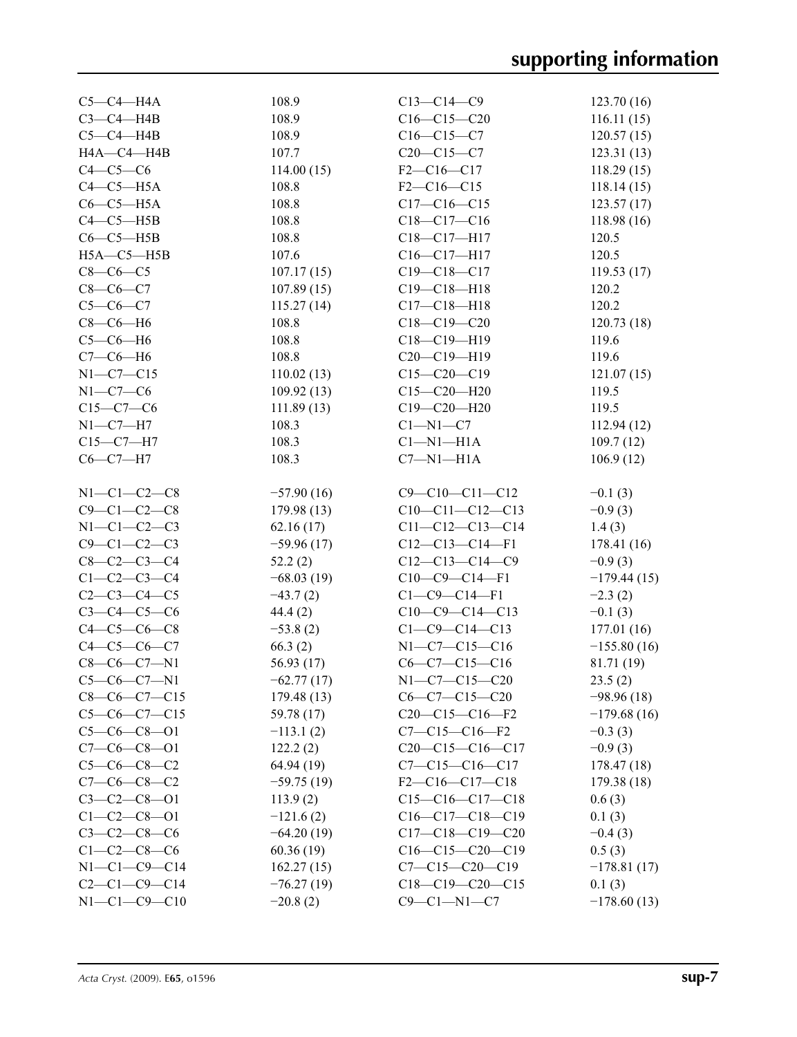| | | | |
|---|---|---|---|
| C5—C4—H4A | 108.9 | C13—C14—C9 | 123.70 (16) |
| C3—C4—H4B | 108.9 | C16—C15—C20 | 116.11 (15) |
| C5—C4—H4B | 108.9 | C16—C15—C7 | 120.57 (15) |
| H4A—C4—H4B | 107.7 | C20—C15—C7 | 123.31 (13) |
| C4—C5—C6 | 114.00 (15) | F2—C16—C17 | 118.29 (15) |
| C4—C5—H5A | 108.8 | F2—C16—C15 | 118.14 (15) |
| C6—C5—H5A | 108.8 | C17—C16—C15 | 123.57 (17) |
| C4—C5—H5B | 108.8 | C18—C17—C16 | 118.98 (16) |
| C6—C5—H5B | 108.8 | C18—C17—H17 | 120.5 |
| H5A—C5—H5B | 107.6 | C16—C17—H17 | 120.5 |
| C8—C6—C5 | 107.17 (15) | C19—C18—C17 | 119.53 (17) |
| C8—C6—C7 | 107.89 (15) | C19—C18—H18 | 120.2 |
| C5—C6—C7 | 115.27 (14) | C17—C18—H18 | 120.2 |
| C8—C6—H6 | 108.8 | C18—C19—C20 | 120.73 (18) |
| C5—C6—H6 | 108.8 | C18—C19—H19 | 119.6 |
| C7—C6—H6 | 108.8 | C20—C19—H19 | 119.6 |
| N1—C7—C15 | 110.02 (13) | C15—C20—C19 | 121.07 (15) |
| N1—C7—C6 | 109.92 (13) | C15—C20—H20 | 119.5 |
| C15—C7—C6 | 111.89 (13) | C19—C20—H20 | 119.5 |
| N1—C7—H7 | 108.3 | C1—N1—C7 | 112.94 (12) |
| C15—C7—H7 | 108.3 | C1—N1—H1A | 109.7 (12) |
| C6—C7—H7 | 108.3 | C7—N1—H1A | 106.9 (12) |

| | | | |
|---|---|---|---|
| N1—C1—C2—C8 | −57.90 (16) | C9—C10—C11—C12 | −0.1 (3) |
| C9—C1—C2—C8 | 179.98 (13) | C10—C11—C12—C13 | −0.9 (3) |
| N1—C1—C2—C3 | 62.16 (17) | C11—C12—C13—C14 | 1.4 (3) |
| C9—C1—C2—C3 | −59.96 (17) | C12—C13—C14—F1 | 178.41 (16) |
| C8—C2—C3—C4 | 52.2 (2) | C12—C13—C14—C9 | −0.9 (3) |
| C1—C2—C3—C4 | −68.03 (19) | C10—C9—C14—F1 | −179.44 (15) |
| C2—C3—C4—C5 | −43.7 (2) | C1—C9—C14—F1 | −2.3 (2) |
| C3—C4—C5—C6 | 44.4 (2) | C10—C9—C14—C13 | −0.1 (3) |
| C4—C5—C6—C8 | −53.8 (2) | C1—C9—C14—C13 | 177.01 (16) |
| C4—C5—C6—C7 | 66.3 (2) | N1—C7—C15—C16 | −155.80 (16) |
| C8—C6—C7—N1 | 56.93 (17) | C6—C7—C15—C16 | 81.71 (19) |
| C5—C6—C7—N1 | −62.77 (17) | N1—C7—C15—C20 | 23.5 (2) |
| C8—C6—C7—C15 | 179.48 (13) | C6—C7—C15—C20 | −98.96 (18) |
| C5—C6—C7—C15 | 59.78 (17) | C20—C15—C16—F2 | −179.68 (16) |
| C5—C6—C8—O1 | −113.1 (2) | C7—C15—C16—F2 | −0.3 (3) |
| C7—C6—C8—O1 | 122.2 (2) | C20—C15—C16—C17 | −0.9 (3) |
| C5—C6—C8—C2 | 64.94 (19) | C7—C15—C16—C17 | 178.47 (18) |
| C7—C6—C8—C2 | −59.75 (19) | F2—C16—C17—C18 | 179.38 (18) |
| C3—C2—C8—O1 | 113.9 (2) | C15—C16—C17—C18 | 0.6 (3) |
| C1—C2—C8—O1 | −121.6 (2) | C16—C17—C18—C19 | 0.1 (3) |
| C3—C2—C8—C6 | −64.20 (19) | C17—C18—C19—C20 | −0.4 (3) |
| C1—C2—C8—C6 | 60.36 (19) | C16—C15—C20—C19 | 0.5 (3) |
| N1—C1—C9—C14 | 162.27 (15) | C7—C15—C20—C19 | −178.81 (17) |
| C2—C1—C9—C14 | −76.27 (19) | C18—C19—C20—C15 | 0.1 (3) |
| N1—C1—C9—C10 | −20.8 (2) | C9—C1—N1—C7 | −178.60 (13) |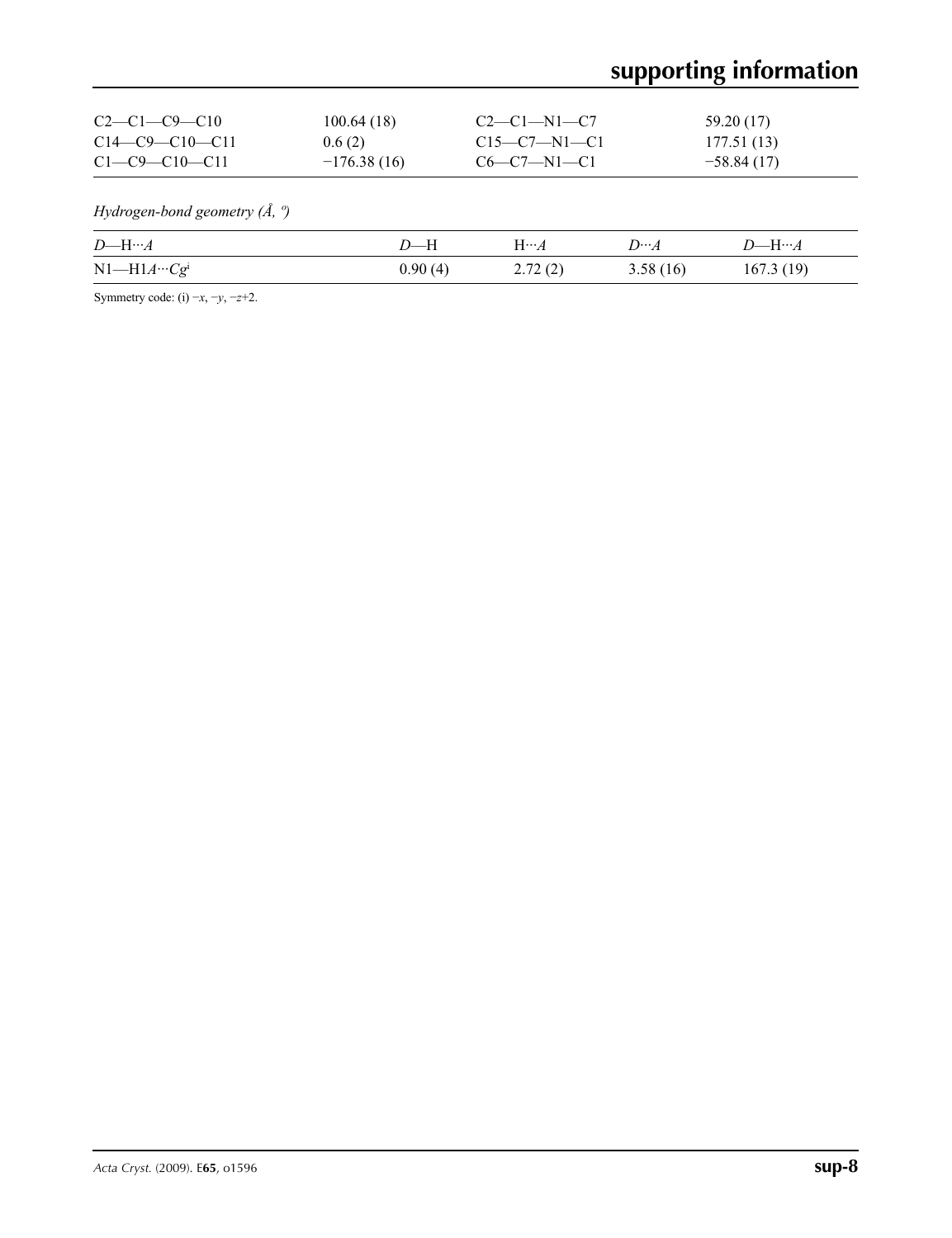| | | | |
|---|---|---|---|
| C2—C1—C9—C10 | 100.64 (18) | C2—C1—N1—C7 | 59.20 (17) |
| C14—C9—C10—C11 | 0.6 (2) | C15—C7—N1—C1 | 177.51 (13) |
| C1—C9—C10—C11 | −176.38 (16) | C6—C7—N1—C1 | −58.84 (17) |

*Hydrogen-bond geometry (Å, º)*

| *D*—H···*A* | *D*—H | H···*A* | *D*···*A* | *D*—H···*A* |
|---|---|---|---|---|
| N1—H1*A*···*Cg*[i] | 0.90 (4) | 2.72 (2) | 3.58 (16) | 167.3 (19) |

Symmetry code: (i) $-x$, $-y$, $-z+2$.